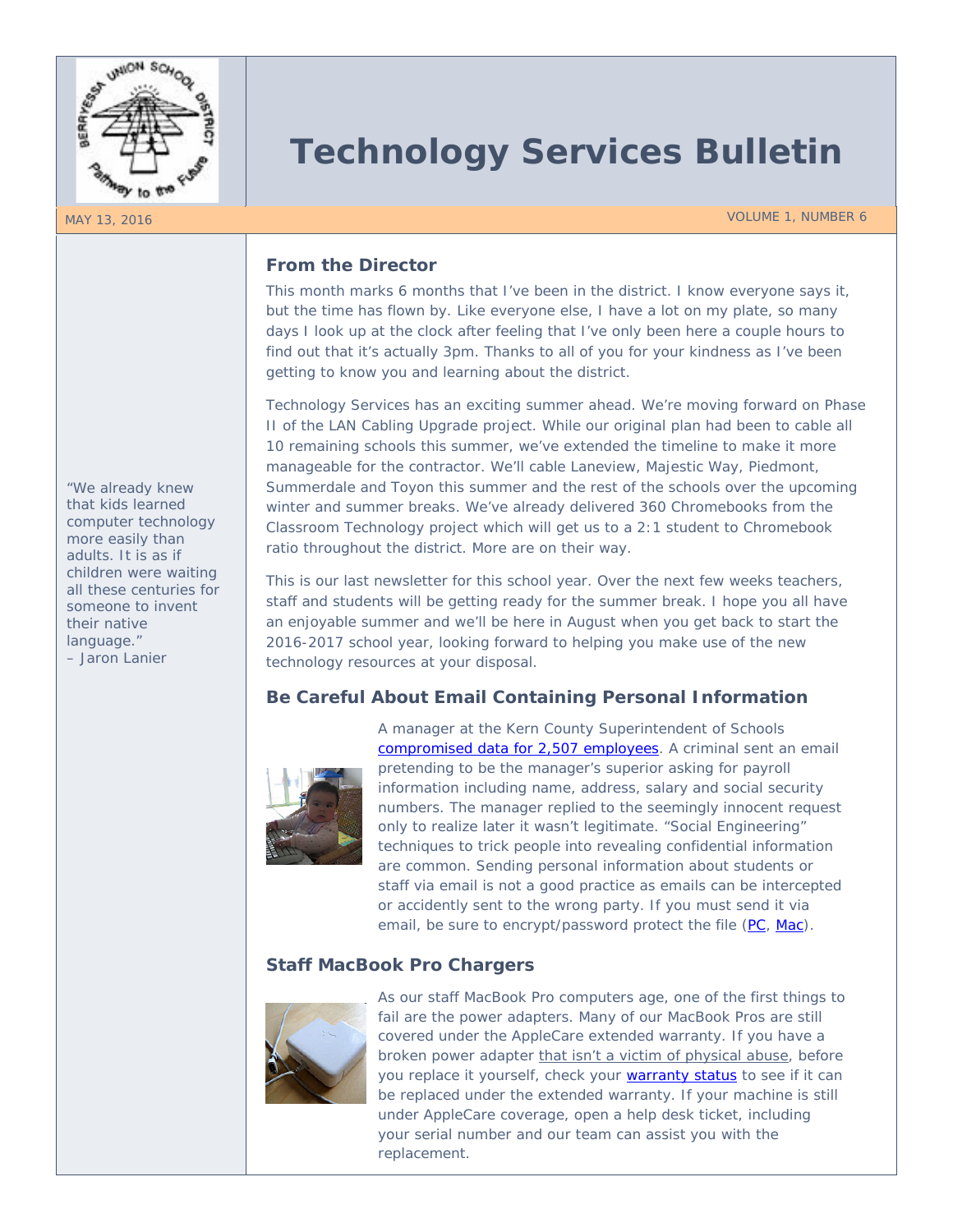# Technology Services Bulletin

MAY 13, 2016 VOLUME 1, NUMBER 6

"We already knew that kids learned computer technology more easily than adults. It is as if children were waiting all these centuries for someone to invent their native language."
– Jaron Lanier

## From the Director

This month marks 6 months that I've been in the district. I know everyone says it, but the time has flown by. Like everyone else, I have a lot on my plate, so many days I look up at the clock after feeling that I've only been here a couple hours to find out that it's actually 3pm. Thanks to all of you for your kindness as I've been getting to know you and learning about the district.

Technology Services has an exciting summer ahead. We're moving forward on Phase II of the LAN Cabling Upgrade project. While our original plan had been to cable all 10 remaining schools this summer, we've extended the timeline to make it more manageable for the contractor. We'll cable Laneview, Majestic Way, Piedmont, Summerdale and Toyon this summer and the rest of the schools over the upcoming winter and summer breaks. We've already delivered 360 Chromebooks from the Classroom Technology project which will get us to a 2:1 student to Chromebook ratio throughout the district. More are on their way.

This is our last newsletter for this school year. Over the next few weeks teachers, staff and students will be getting ready for the summer break. I hope you all have an enjoyable summer and we'll be here in August when you get back to start the 2016-2017 school year, looking forward to helping you make use of the new technology resources at your disposal.

## Be Careful About Email Containing Personal Information

A manager at the Kern County Superintendent of Schools compromised data for 2,507 employees. A criminal sent an email pretending to be the manager's superior asking for payroll information including name, address, salary and social security numbers. The manager replied to the seemingly innocent request only to realize later it wasn't legitimate. "Social Engineering" techniques to trick people into revealing confidential information are common. Sending personal information about students or staff via email is not a good practice as emails can be intercepted or accidently sent to the wrong party. If you must send it via email, be sure to encrypt/password protect the file (PC, Mac).

## Staff MacBook Pro Chargers

As our staff MacBook Pro computers age, one of the first things to fail are the power adapters. Many of our MacBook Pros are still covered under the AppleCare extended warranty. If you have a broken power adapter that isn't a victim of physical abuse, before you replace it yourself, check your warranty status to see if it can be replaced under the extended warranty. If your machine is still under AppleCare coverage, open a help desk ticket, including your serial number and our team can assist you with the replacement.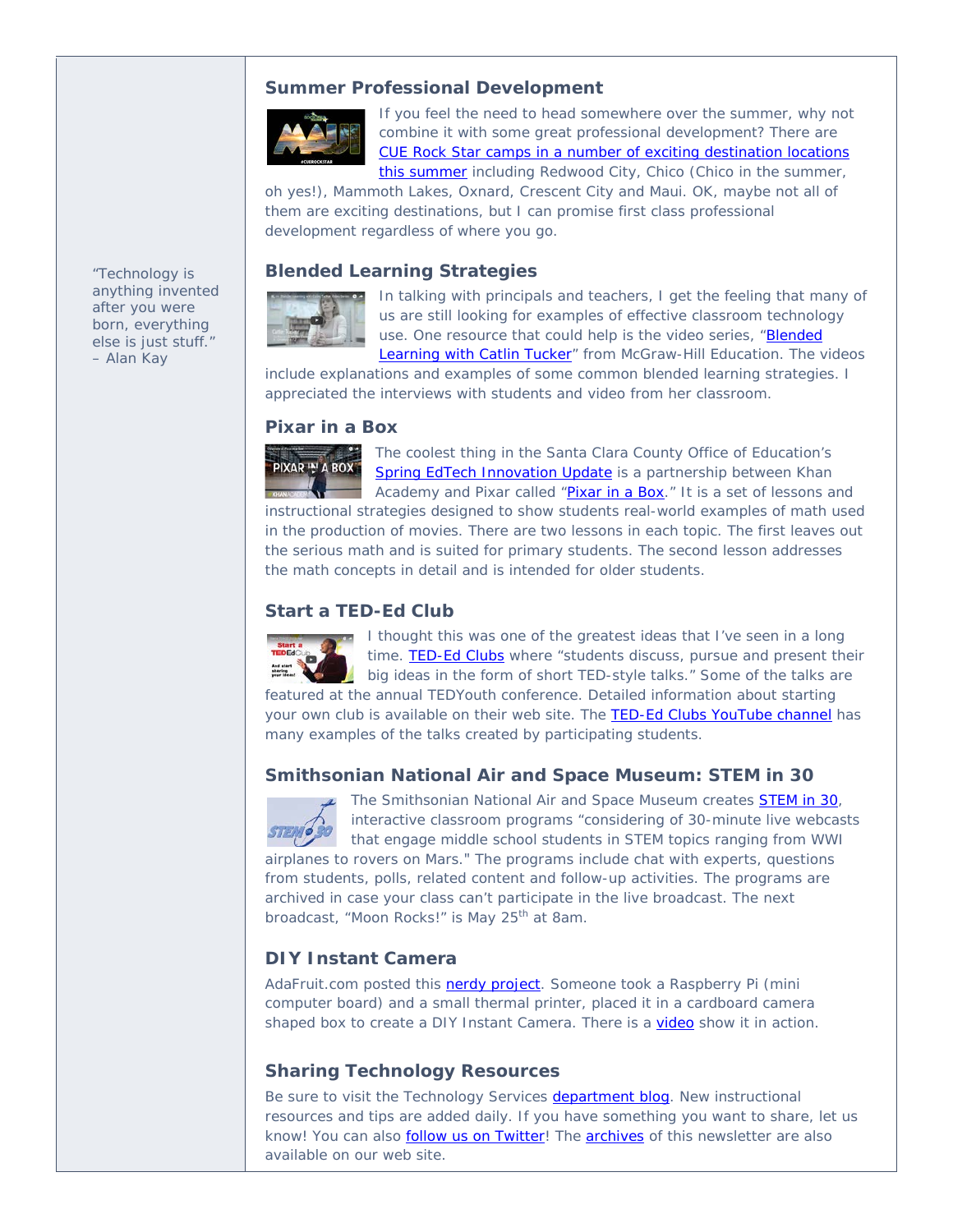## Summer Professional Development

If you feel the need to head somewhere over the summer, why not combine it with some great professional development? There are CUE Rock Star camps in a number of exciting destination locations this summer including Redwood City, Chico (Chico in the summer, oh yes!), Mammoth Lakes, Oxnard, Crescent City and Maui. OK, maybe not all of them are exciting destinations, but I can promise first class professional development regardless of where you go.

"Technology is anything invented after you were born, everything else is just stuff." – Alan Kay

## Blended Learning Strategies

In talking with principals and teachers, I get the feeling that many of us are still looking for examples of effective classroom technology use. One resource that could help is the video series, "Blended Learning with Catlin Tucker" from McGraw-Hill Education. The videos include explanations and examples of some common blended learning strategies. I appreciated the interviews with students and video from her classroom.

## Pixar in a Box

The coolest thing in the Santa Clara County Office of Education's Spring EdTech Innovation Update is a partnership between Khan Academy and Pixar called "Pixar in a Box." It is a set of lessons and instructional strategies designed to show students real-world examples of math used in the production of movies. There are two lessons in each topic. The first leaves out the serious math and is suited for primary students. The second lesson addresses the math concepts in detail and is intended for older students.

## Start a TED-Ed Club

I thought this was one of the greatest ideas that I've seen in a long time. TED-Ed Clubs where "students discuss, pursue and present their big ideas in the form of short TED-style talks." Some of the talks are featured at the annual TEDYouth conference. Detailed information about starting your own club is available on their web site. The TED-Ed Clubs YouTube channel has many examples of the talks created by participating students.

## Smithsonian National Air and Space Museum: STEM in 30

The Smithsonian National Air and Space Museum creates STEM in 30, interactive classroom programs "considering of 30-minute live webcasts that engage middle school students in STEM topics ranging from WWI airplanes to rovers on Mars." The programs include chat with experts, questions from students, polls, related content and follow-up activities. The programs are archived in case your class can't participate in the live broadcast. The next broadcast, "Moon Rocks!" is May 25th at 8am.

## DIY Instant Camera

AdaFruit.com posted this nerdy project. Someone took a Raspberry Pi (mini computer board) and a small thermal printer, placed it in a cardboard camera shaped box to create a DIY Instant Camera. There is a video show it in action.

## Sharing Technology Resources

Be sure to visit the Technology Services department blog. New instructional resources and tips are added daily. If you have something you want to share, let us know! You can also follow us on Twitter! The archives of this newsletter are also available on our web site.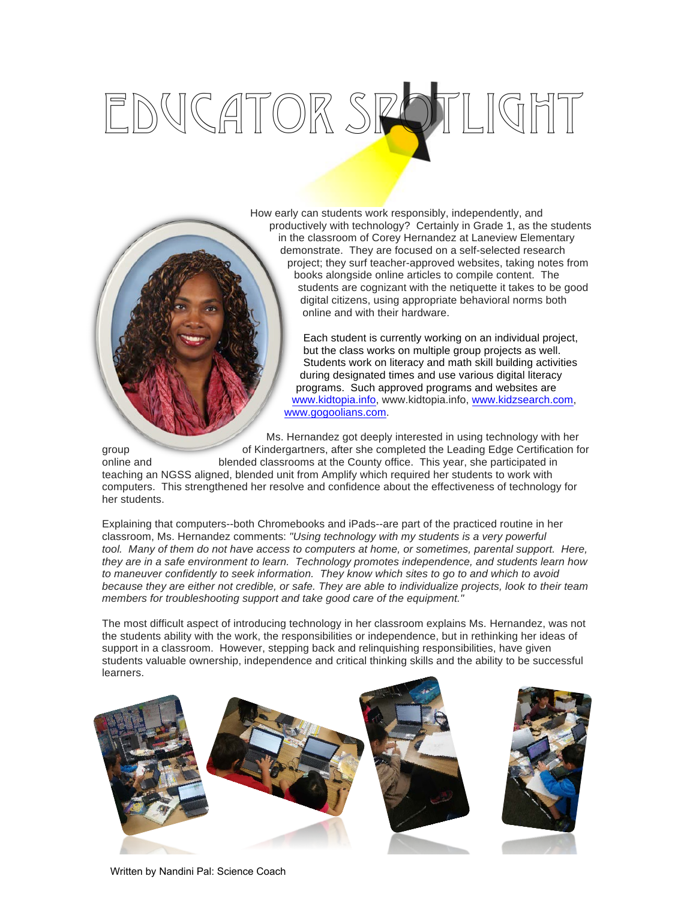# EDUCATOR SPOTLIGHT

How early can students work responsibly, independently, and productively with technology? Certainly in Grade 1, as the students in the classroom of Corey Hernandez at Laneview Elementary demonstrate. They are focused on a self-selected research project; they surf teacher-approved websites, taking notes from books alongside online articles to compile content. The students are cognizant with the netiquette it takes to be good digital citizens, using appropriate behavioral norms both online and with their hardware.

Each student is currently working on an individual project, but the class works on multiple group projects as well. Students work on literacy and math skill building activities during designated times and use various digital literacy programs. Such approved programs and websites are www.kidtopia.info, www.kidtopia.info, www.kidzsearch.com, www.gogoolians.com.

Ms. Hernandez got deeply interested in using technology with her group of Kindergartners, after she completed the Leading Edge Certification for online and blended classrooms at the County office. This year, she participated in teaching an NGSS aligned, blended unit from Amplify which required her students to work with computers. This strengthened her resolve and confidence about the effectiveness of technology for her students.

Explaining that computers--both Chromebooks and iPads--are part of the practiced routine in her classroom, Ms. Hernandez comments: *"Using technology with my students is a very powerful tool. Many of them do not have access to computers at home, or sometimes, parental support. Here, they are in a safe environment to learn. Technology promotes independence, and students learn how to maneuver confidently to seek information. They know which sites to go to and which to avoid because they are either not credible, or safe. They are able to individualize projects, look to their team members for troubleshooting support and take good care of the equipment."*

The most difficult aspect of introducing technology in her classroom explains Ms. Hernandez, was not the students ability with the work, the responsibilities or independence, but in rethinking her ideas of support in a classroom. However, stepping back and relinquishing responsibilities, have given students valuable ownership, independence and critical thinking skills and the ability to be successful learners.

Written by Nandini Pal: Science Coach